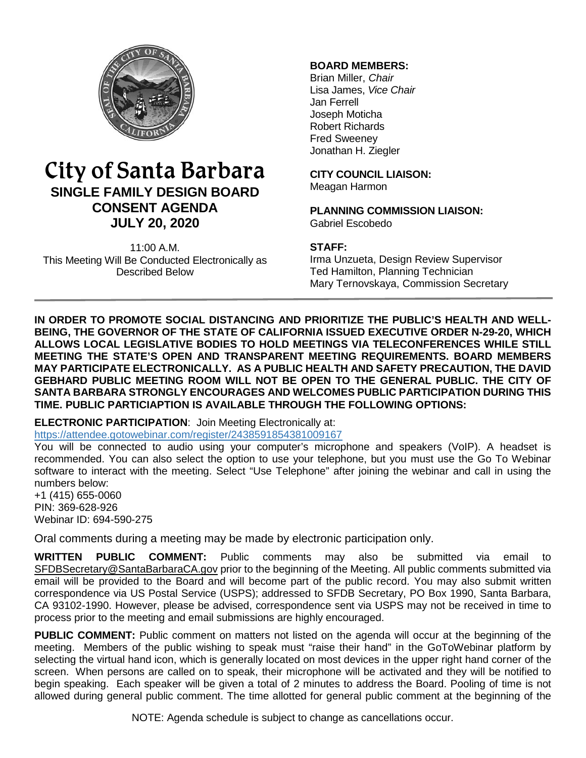# City of Santa Barbara

## SINGLE FAMILY DESIGN BOARD
## CONSENT AGENDA
## JULY 20, 2020

11:00 A.M.
This Meeting Will Be Conducted Electronically as Described Below

**BOARD MEMBERS:**
Brian Miller, *Chair*
Lisa James, *Vice Chair*
Jan Ferrell
Joseph Moticha
Robert Richards
Fred Sweeney
Jonathan H. Ziegler

**CITY COUNCIL LIAISON:**
Meagan Harmon

**PLANNING COMMISSION LIAISON:**
Gabriel Escobedo

**STAFF:**
Irma Unzueta, Design Review Supervisor
Ted Hamilton, Planning Technician
Mary Ternovskaya, Commission Secretary

---

**IN ORDER TO PROMOTE SOCIAL DISTANCING AND PRIORITIZE THE PUBLIC'S HEALTH AND WELL-BEING, THE GOVERNOR OF THE STATE OF CALIFORNIA ISSUED EXECUTIVE ORDER N-29-20, WHICH ALLOWS LOCAL LEGISLATIVE BODIES TO HOLD MEETINGS VIA TELECONFERENCES WHILE STILL MEETING THE STATE'S OPEN AND TRANSPARENT MEETING REQUIREMENTS. BOARD MEMBERS MAY PARTICIPATE ELECTRONICALLY. AS A PUBLIC HEALTH AND SAFETY PRECAUTION, THE DAVID GEBHARD PUBLIC MEETING ROOM WILL NOT BE OPEN TO THE GENERAL PUBLIC. THE CITY OF SANTA BARBARA STRONGLY ENCOURAGES AND WELCOMES PUBLIC PARTICIPATION DURING THIS TIME. PUBLIC PARTICIAPTION IS AVAILABLE THROUGH THE FOLLOWING OPTIONS:**

**ELECTRONIC PARTICIPATION**: Join Meeting Electronically at:
https://attendee.gotowebinar.com/register/2438591854381009167

You will be connected to audio using your computer's microphone and speakers (VoIP). A headset is recommended. You can also select the option to use your telephone, but you must use the Go To Webinar software to interact with the meeting. Select "Use Telephone" after joining the webinar and call in using the numbers below:
+1 (415) 655-0060
PIN: 369-628-926
Webinar ID: 694-590-275

Oral comments during a meeting may be made by electronic participation only.

**WRITTEN PUBLIC COMMENT:** Public comments may also be submitted via email to SFDBSecretary@SantaBarbaraCA.gov prior to the beginning of the Meeting. All public comments submitted via email will be provided to the Board and will become part of the public record. You may also submit written correspondence via US Postal Service (USPS); addressed to SFDB Secretary, PO Box 1990, Santa Barbara, CA 93102-1990. However, please be advised, correspondence sent via USPS may not be received in time to process prior to the meeting and email submissions are highly encouraged.

**PUBLIC COMMENT:** Public comment on matters not listed on the agenda will occur at the beginning of the meeting. Members of the public wishing to speak must "raise their hand" in the GoToWebinar platform by selecting the virtual hand icon, which is generally located on most devices in the upper right hand corner of the screen. When persons are called on to speak, their microphone will be activated and they will be notified to begin speaking. Each speaker will be given a total of 2 minutes to address the Board. Pooling of time is not allowed during general public comment. The time allotted for general public comment at the beginning of the

NOTE: Agenda schedule is subject to change as cancellations occur.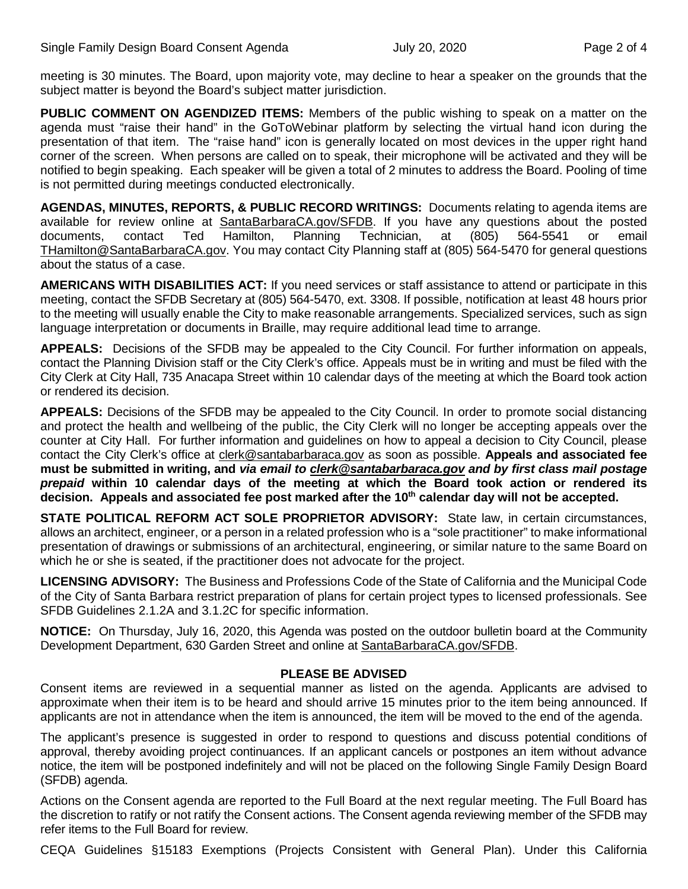meeting is 30 minutes. The Board, upon majority vote, may decline to hear a speaker on the grounds that the subject matter is beyond the Board's subject matter jurisdiction.

**PUBLIC COMMENT ON AGENDIZED ITEMS:** Members of the public wishing to speak on a matter on the agenda must "raise their hand" in the GoToWebinar platform by selecting the virtual hand icon during the presentation of that item. The "raise hand" icon is generally located on most devices in the upper right hand corner of the screen. When persons are called on to speak, their microphone will be activated and they will be notified to begin speaking. Each speaker will be given a total of 2 minutes to address the Board. Pooling of time is not permitted during meetings conducted electronically.

**AGENDAS, MINUTES, REPORTS, & PUBLIC RECORD WRITINGS:** Documents relating to agenda items are available for review online at SantaBarbaraCA.gov/SFDB. If you have any questions about the posted documents, contact Ted Hamilton, Planning Technician, at (805) 564-5541 or email THamilton@SantaBarbaraCA.gov. You may contact City Planning staff at (805) 564-5470 for general questions about the status of a case.

**AMERICANS WITH DISABILITIES ACT:** If you need services or staff assistance to attend or participate in this meeting, contact the SFDB Secretary at (805) 564-5470, ext. 3308. If possible, notification at least 48 hours prior to the meeting will usually enable the City to make reasonable arrangements. Specialized services, such as sign language interpretation or documents in Braille, may require additional lead time to arrange.

**APPEALS:** Decisions of the SFDB may be appealed to the City Council. For further information on appeals, contact the Planning Division staff or the City Clerk's office. Appeals must be in writing and must be filed with the City Clerk at City Hall, 735 Anacapa Street within 10 calendar days of the meeting at which the Board took action or rendered its decision.

**APPEALS:** Decisions of the SFDB may be appealed to the City Council. In order to promote social distancing and protect the health and wellbeing of the public, the City Clerk will no longer be accepting appeals over the counter at City Hall. For further information and guidelines on how to appeal a decision to City Council, please contact the City Clerk's office at clerk@santabarbaraca.gov as soon as possible. **Appeals and associated fee must be submitted in writing, and *via email to clerk@santabarbaraca.gov and by first class mail postage prepaid* within 10 calendar days of the meeting at which the Board took action or rendered its decision. Appeals and associated fee post marked after the 10th calendar day will not be accepted.**

**STATE POLITICAL REFORM ACT SOLE PROPRIETOR ADVISORY:** State law, in certain circumstances, allows an architect, engineer, or a person in a related profession who is a "sole practitioner" to make informational presentation of drawings or submissions of an architectural, engineering, or similar nature to the same Board on which he or she is seated, if the practitioner does not advocate for the project.

**LICENSING ADVISORY:** The Business and Professions Code of the State of California and the Municipal Code of the City of Santa Barbara restrict preparation of plans for certain project types to licensed professionals. See SFDB Guidelines 2.1.2A and 3.1.2C for specific information.

**NOTICE:** On Thursday, July 16, 2020, this Agenda was posted on the outdoor bulletin board at the Community Development Department, 630 Garden Street and online at SantaBarbaraCA.gov/SFDB.

**PLEASE BE ADVISED**

Consent items are reviewed in a sequential manner as listed on the agenda. Applicants are advised to approximate when their item is to be heard and should arrive 15 minutes prior to the item being announced. If applicants are not in attendance when the item is announced, the item will be moved to the end of the agenda.

The applicant's presence is suggested in order to respond to questions and discuss potential conditions of approval, thereby avoiding project continuances. If an applicant cancels or postpones an item without advance notice, the item will be postponed indefinitely and will not be placed on the following Single Family Design Board (SFDB) agenda.

Actions on the Consent agenda are reported to the Full Board at the next regular meeting. The Full Board has the discretion to ratify or not ratify the Consent actions. The Consent agenda reviewing member of the SFDB may refer items to the Full Board for review.

CEQA Guidelines §15183 Exemptions (Projects Consistent with General Plan). Under this California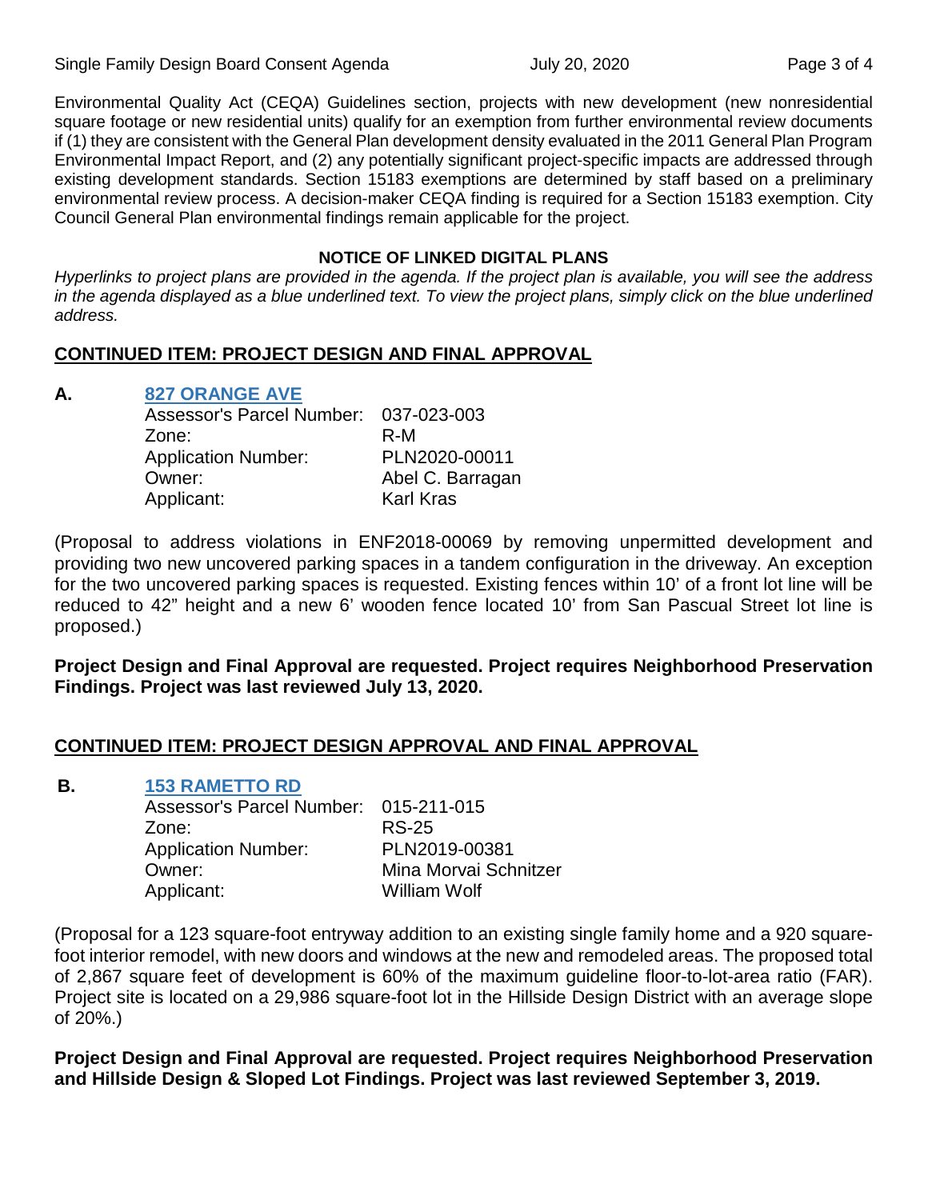Environmental Quality Act (CEQA) Guidelines section, projects with new development (new nonresidential square footage or new residential units) qualify for an exemption from further environmental review documents if (1) they are consistent with the General Plan development density evaluated in the 2011 General Plan Program Environmental Impact Report, and (2) any potentially significant project-specific impacts are addressed through existing development standards. Section 15183 exemptions are determined by staff based on a preliminary environmental review process. A decision-maker CEQA finding is required for a Section 15183 exemption. City Council General Plan environmental findings remain applicable for the project.

**NOTICE OF LINKED DIGITAL PLANS**

*Hyperlinks to project plans are provided in the agenda. If the project plan is available, you will see the address in the agenda displayed as a blue underlined text. To view the project plans, simply click on the blue underlined address.*

## CONTINUED ITEM: PROJECT DESIGN AND FINAL APPROVAL

**A. 827 ORANGE AVE**

| | |
|---|---|
| Assessor's Parcel Number: | 037-023-003 |
| Zone: | R-M |
| Application Number: | PLN2020-00011 |
| Owner: | Abel C. Barragan |
| Applicant: | Karl Kras |

(Proposal to address violations in ENF2018-00069 by removing unpermitted development and providing two new uncovered parking spaces in a tandem configuration in the driveway. An exception for the two uncovered parking spaces is requested. Existing fences within 10' of a front lot line will be reduced to 42" height and a new 6' wooden fence located 10' from San Pascual Street lot line is proposed.)

**Project Design and Final Approval are requested. Project requires Neighborhood Preservation Findings. Project was last reviewed July 13, 2020.**

## CONTINUED ITEM: PROJECT DESIGN APPROVAL AND FINAL APPROVAL

**B. 153 RAMETTO RD**

| | |
|---|---|
| Assessor's Parcel Number: | 015-211-015 |
| Zone: | RS-25 |
| Application Number: | PLN2019-00381 |
| Owner: | Mina Morvai Schnitzer |
| Applicant: | William Wolf |

(Proposal for a 123 square-foot entryway addition to an existing single family home and a 920 square-foot interior remodel, with new doors and windows at the new and remodeled areas. The proposed total of 2,867 square feet of development is 60% of the maximum guideline floor-to-lot-area ratio (FAR). Project site is located on a 29,986 square-foot lot in the Hillside Design District with an average slope of 20%.)

**Project Design and Final Approval are requested. Project requires Neighborhood Preservation and Hillside Design & Sloped Lot Findings. Project was last reviewed September 3, 2019.**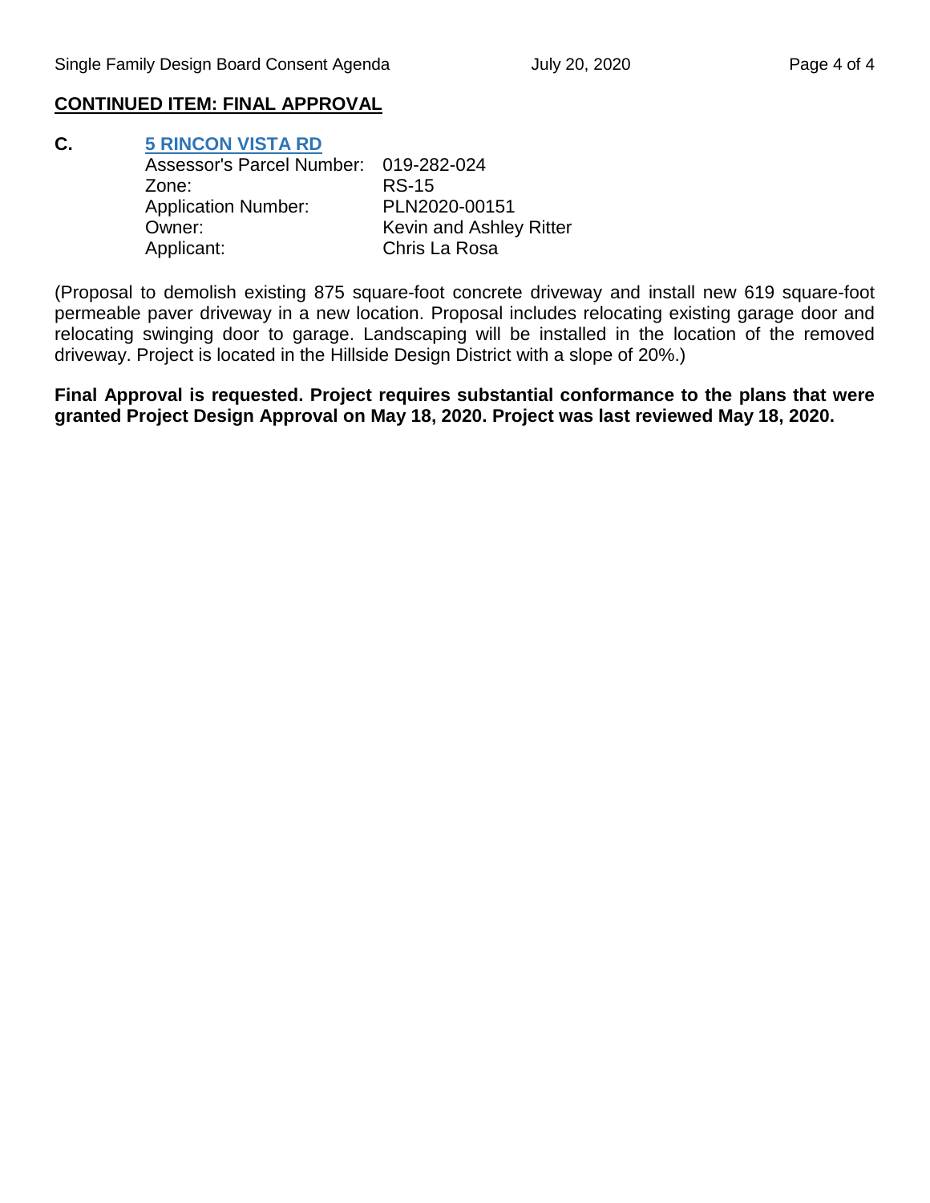## CONTINUED ITEM: FINAL APPROVAL

**C. 5 RINCON VISTA RD**

| | |
|---|---|
| Assessor's Parcel Number: | 019-282-024 |
| Zone: | RS-15 |
| Application Number: | PLN2020-00151 |
| Owner: | Kevin and Ashley Ritter |
| Applicant: | Chris La Rosa |

(Proposal to demolish existing 875 square-foot concrete driveway and install new 619 square-foot permeable paver driveway in a new location. Proposal includes relocating existing garage door and relocating swinging door to garage. Landscaping will be installed in the location of the removed driveway. Project is located in the Hillside Design District with a slope of 20%.)

**Final Approval is requested. Project requires substantial conformance to the plans that were granted Project Design Approval on May 18, 2020. Project was last reviewed May 18, 2020.**